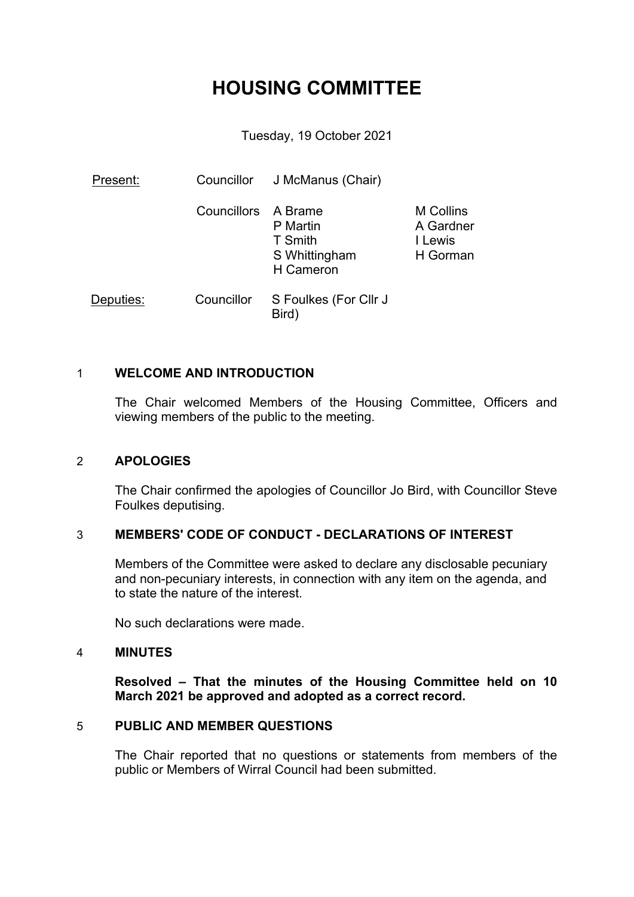# HOUSING COMMITTEE

Tuesday, 19 October 2021

| Present: | Councillor | J McManus (Chair) | |
|---|---|---|---|
| | Councillors | A Brame<br>P Martin<br>T Smith<br>S Whittingham<br>H Cameron | M Collins<br>A Gardner<br>I Lewis<br>H Gorman |
| Deputies: | Councillor | S Foulkes (For Cllr J Bird) | |

## 1 WELCOME AND INTRODUCTION

The Chair welcomed Members of the Housing Committee, Officers and viewing members of the public to the meeting.

## 2 APOLOGIES

The Chair confirmed the apologies of Councillor Jo Bird, with Councillor Steve Foulkes deputising.

## 3 MEMBERS' CODE OF CONDUCT - DECLARATIONS OF INTEREST

Members of the Committee were asked to declare any disclosable pecuniary and non-pecuniary interests, in connection with any item on the agenda, and to state the nature of the interest.

No such declarations were made.

## 4 MINUTES

**Resolved – That the minutes of the Housing Committee held on 10 March 2021 be approved and adopted as a correct record.**

## 5 PUBLIC AND MEMBER QUESTIONS

The Chair reported that no questions or statements from members of the public or Members of Wirral Council had been submitted.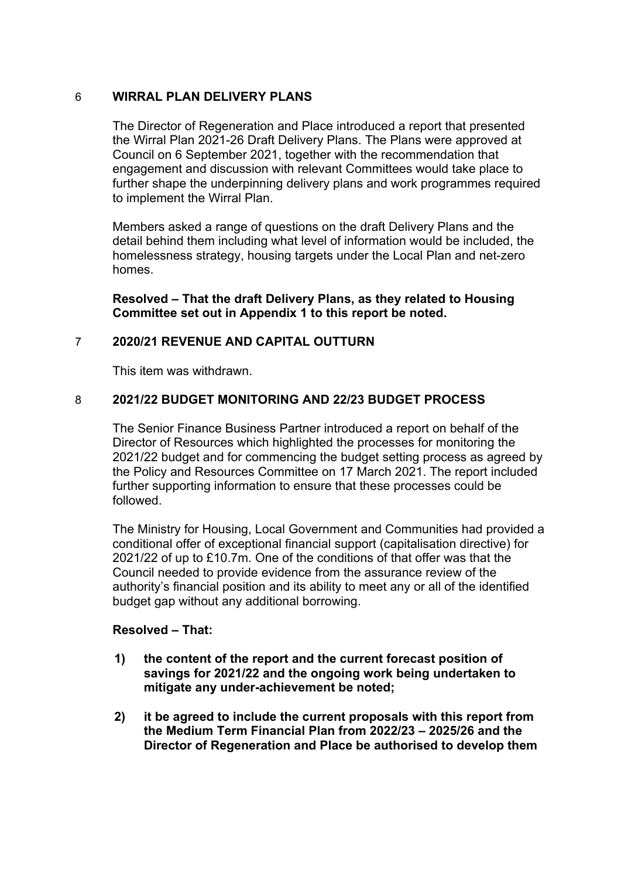## 6 WIRRAL PLAN DELIVERY PLANS

The Director of Regeneration and Place introduced a report that presented the Wirral Plan 2021-26 Draft Delivery Plans. The Plans were approved at Council on 6 September 2021, together with the recommendation that engagement and discussion with relevant Committees would take place to further shape the underpinning delivery plans and work programmes required to implement the Wirral Plan.

Members asked a range of questions on the draft Delivery Plans and the detail behind them including what level of information would be included, the homelessness strategy, housing targets under the Local Plan and net-zero homes.

**Resolved – That the draft Delivery Plans, as they related to Housing Committee set out in Appendix 1 to this report be noted.**

## 7 2020/21 REVENUE AND CAPITAL OUTTURN

This item was withdrawn.

## 8 2021/22 BUDGET MONITORING AND 22/23 BUDGET PROCESS

The Senior Finance Business Partner introduced a report on behalf of the Director of Resources which highlighted the processes for monitoring the 2021/22 budget and for commencing the budget setting process as agreed by the Policy and Resources Committee on 17 March 2021. The report included further supporting information to ensure that these processes could be followed.

The Ministry for Housing, Local Government and Communities had provided a conditional offer of exceptional financial support (capitalisation directive) for 2021/22 of up to £10.7m. One of the conditions of that offer was that the Council needed to provide evidence from the assurance review of the authority's financial position and its ability to meet any or all of the identified budget gap without any additional borrowing.

**Resolved – That:**

1) **the content of the report and the current forecast position of savings for 2021/22 and the ongoing work being undertaken to mitigate any under-achievement be noted;**

2) **it be agreed to include the current proposals with this report from the Medium Term Financial Plan from 2022/23 – 2025/26 and the Director of Regeneration and Place be authorised to develop them**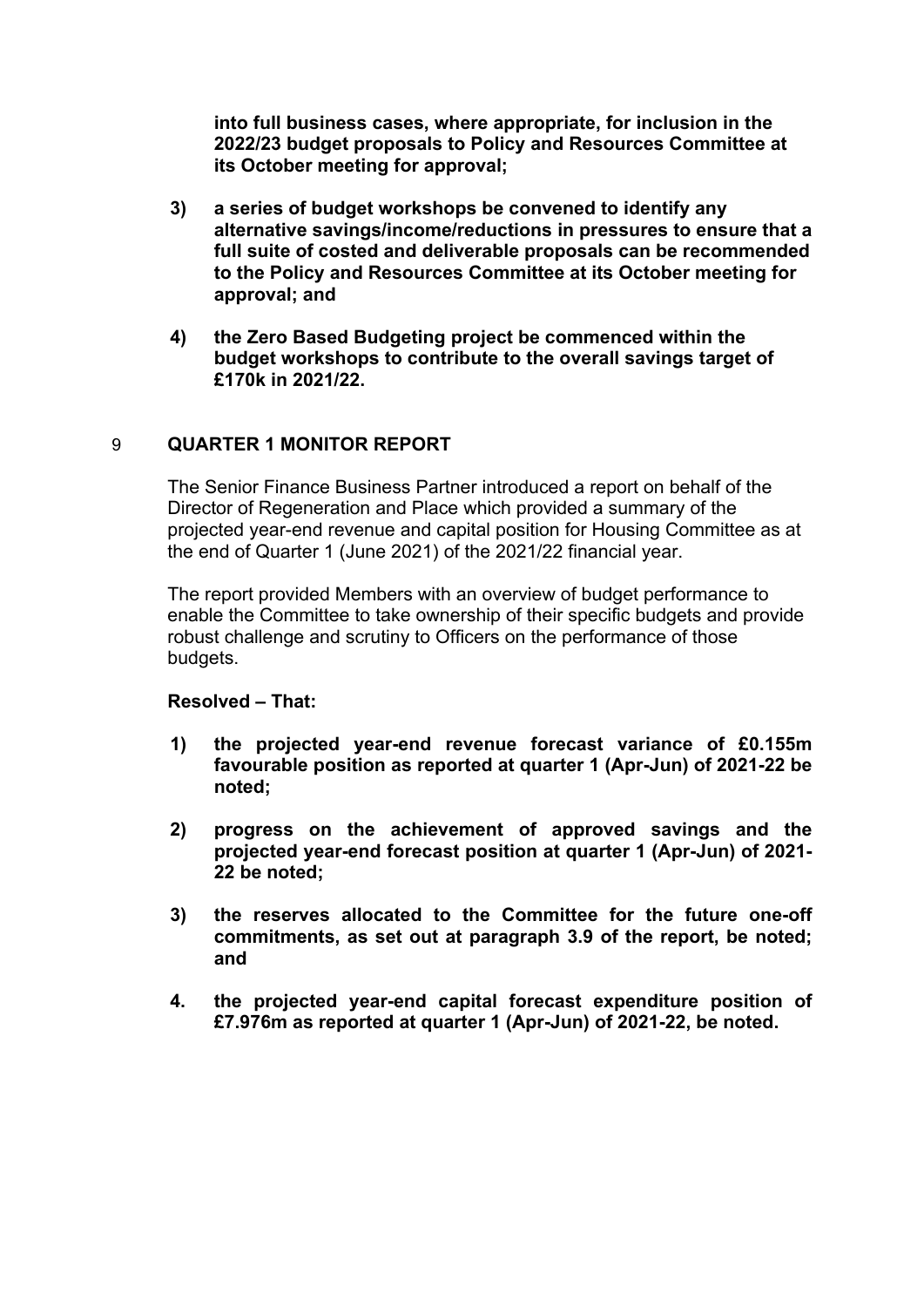**into full business cases, where appropriate, for inclusion in the 2022/23 budget proposals to Policy and Resources Committee at its October meeting for approval;**

3) **a series of budget workshops be convened to identify any alternative savings/income/reductions in pressures to ensure that a full suite of costed and deliverable proposals can be recommended to the Policy and Resources Committee at its October meeting for approval; and**

4) **the Zero Based Budgeting project be commenced within the budget workshops to contribute to the overall savings target of £170k in 2021/22.**

## 9 QUARTER 1 MONITOR REPORT

The Senior Finance Business Partner introduced a report on behalf of the Director of Regeneration and Place which provided a summary of the projected year-end revenue and capital position for Housing Committee as at the end of Quarter 1 (June 2021) of the 2021/22 financial year.

The report provided Members with an overview of budget performance to enable the Committee to take ownership of their specific budgets and provide robust challenge and scrutiny to Officers on the performance of those budgets.

**Resolved – That:**

1) **the projected year-end revenue forecast variance of £0.155m favourable position as reported at quarter 1 (Apr-Jun) of 2021-22 be noted;**

2) **progress on the achievement of approved savings and the projected year-end forecast position at quarter 1 (Apr-Jun) of 2021-22 be noted;**

3) **the reserves allocated to the Committee for the future one-off commitments, as set out at paragraph 3.9 of the report, be noted; and**

4. **the projected year-end capital forecast expenditure position of £7.976m as reported at quarter 1 (Apr-Jun) of 2021-22, be noted.**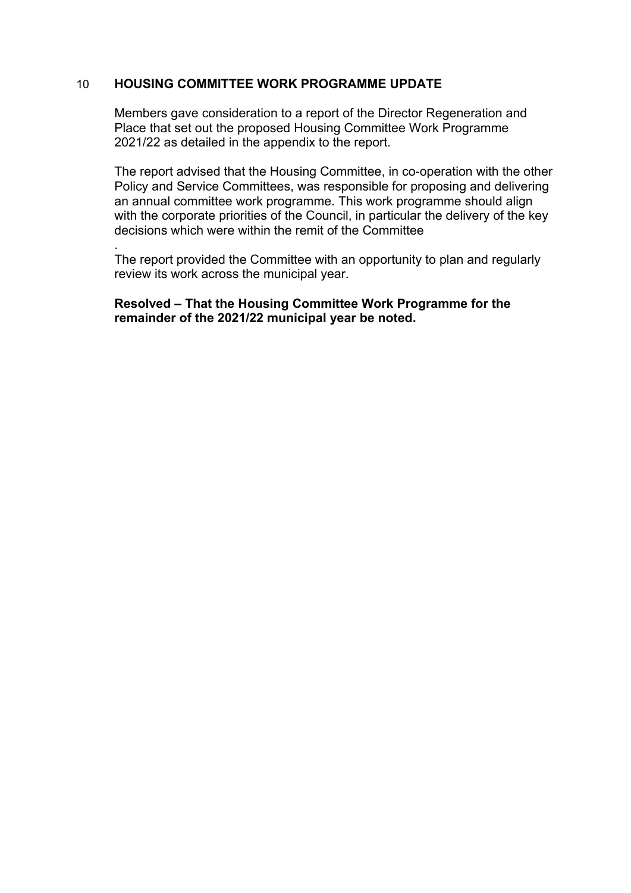## 10 HOUSING COMMITTEE WORK PROGRAMME UPDATE

Members gave consideration to a report of the Director Regeneration and Place that set out the proposed Housing Committee Work Programme 2021/22 as detailed in the appendix to the report.

The report advised that the Housing Committee, in co-operation with the other Policy and Service Committees, was responsible for proposing and delivering an annual committee work programme. This work programme should align with the corporate priorities of the Council, in particular the delivery of the key decisions which were within the remit of the Committee

.

The report provided the Committee with an opportunity to plan and regularly review its work across the municipal year.

**Resolved – That the Housing Committee Work Programme for the remainder of the 2021/22 municipal year be noted.**